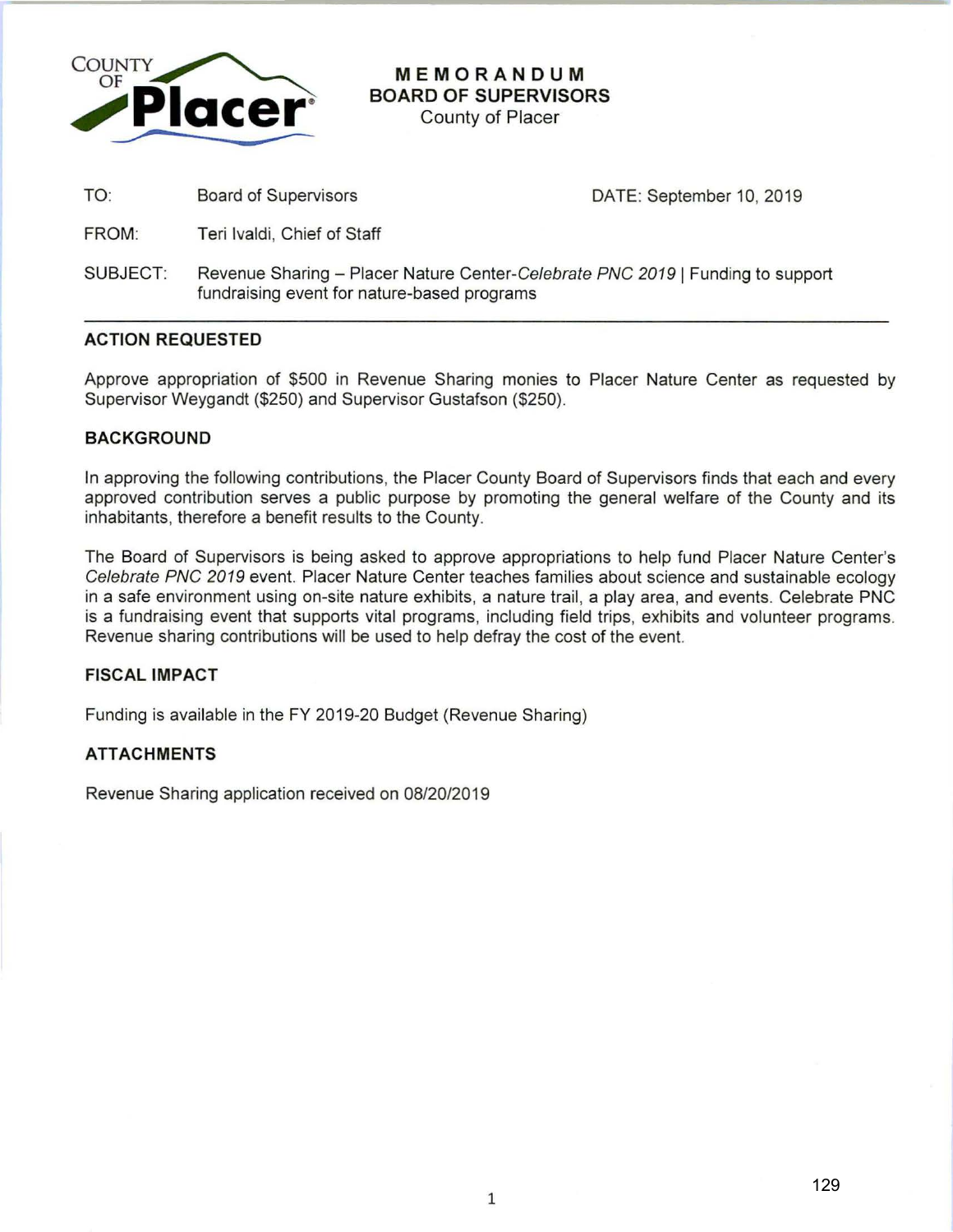# MEMORANDUM
## BOARD OF SUPERVISORS
County of Placer

| | | |
|---|---|---|
| TO: | Board of Supervisors | DATE: September 10, 2019 |
| FROM: | Teri Ivaldi, Chief of Staff | |
| SUBJECT: | Revenue Sharing – Placer Nature Center-*Celebrate PNC 2019* \| Funding to support fundraising event for nature-based programs | |

---

### ACTION REQUESTED

Approve appropriation of $500 in Revenue Sharing monies to Placer Nature Center as requested by Supervisor Weygandt ($250) and Supervisor Gustafson ($250).

### BACKGROUND

In approving the following contributions, the Placer County Board of Supervisors finds that each and every approved contribution serves a public purpose by promoting the general welfare of the County and its inhabitants, therefore a benefit results to the County.

The Board of Supervisors is being asked to approve appropriations to help fund Placer Nature Center's *Celebrate PNC 2019* event. Placer Nature Center teaches families about science and sustainable ecology in a safe environment using on-site nature exhibits, a nature trail, a play area, and events. Celebrate PNC is a fundraising event that supports vital programs, including field trips, exhibits and volunteer programs. Revenue sharing contributions will be used to help defray the cost of the event.

### FISCAL IMPACT

Funding is available in the FY 2019-20 Budget (Revenue Sharing)

### ATTACHMENTS

Revenue Sharing application received on 08/20/2019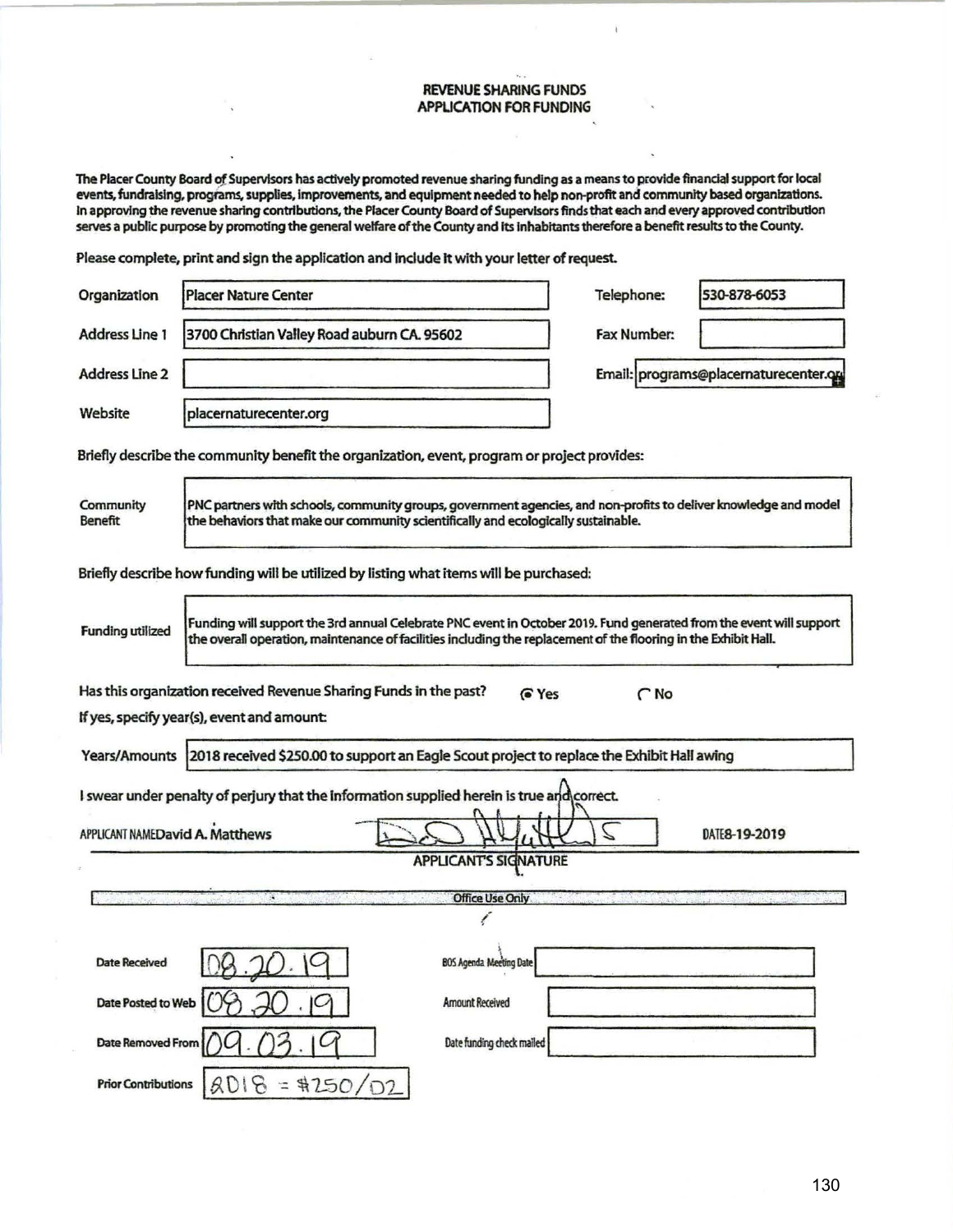# REVENUE SHARING FUNDS
## APPLICATION FOR FUNDING

**The Placer County Board of Supervisors has actively promoted revenue sharing funding as a means to provide financial support for local events, fundraising, programs, supplies, improvements, and equipment needed to help non-profit and community based organizations. In approving the revenue sharing contributions, the Placer County Board of Supervisors finds that each and every approved contribution serves a public purpose by promoting the general welfare of the County and its inhabitants therefore a benefit results to the County.**

**Please complete, print and sign the application and include it with your letter of request.**

| | | | |
|---|---|---|---|
| **Organization** | Placer Nature Center | **Telephone:** | 530-878-6053 |
| **Address Line 1** | 3700 Christian Valley Road auburn CA. 95602 | **Fax Number:** | |
| **Address Line 2** | | **Email:** | programs@placernaturecenter.org |
| **Website** | placernaturecenter.org | | |

**Briefly describe the community benefit the organization, event, program or project provides:**

**Community Benefit**: PNC partners with schools, community groups, government agencies, and non-profits to deliver knowledge and model the behaviors that make our community scientifically and ecologically sustainable.

**Briefly describe how funding will be utilized by listing what items will be purchased:**

**Funding utilized**: Funding will support the 3rd annual Celebrate PNC event in October 2019. Fund generated from the event will support the overall operation, maintenance of facilities including the replacement of the flooring in the Exhibit Hall.

**Has this organization received Revenue Sharing Funds in the past?** (●) Yes ( ) No

**If yes, specify year(s), event and amount:**

**Years/Amounts**: 2018 received $250.00 to support an Eagle Scout project to replace the Exhibit Hall awing

**I swear under penalty of perjury that the information supplied herein is true and correct.**

APPLICANT NAME David A. Matthews — [signature] — DATE 8-19-2019

**APPLICANT'S SIGNATURE**

**Office Use Only**

| | | | |
|---|---|---|---|
| **Date Received** | 08.20.19 | **BOS Agenda Meeting Date** | |
| **Date Posted to Web** | 08.20.19 | **Amount Received** | |
| **Date Removed From** | 09.03.19 | **Date funding check mailed** | |
| **Prior Contributions** | 2018 = $250/D2 | | |